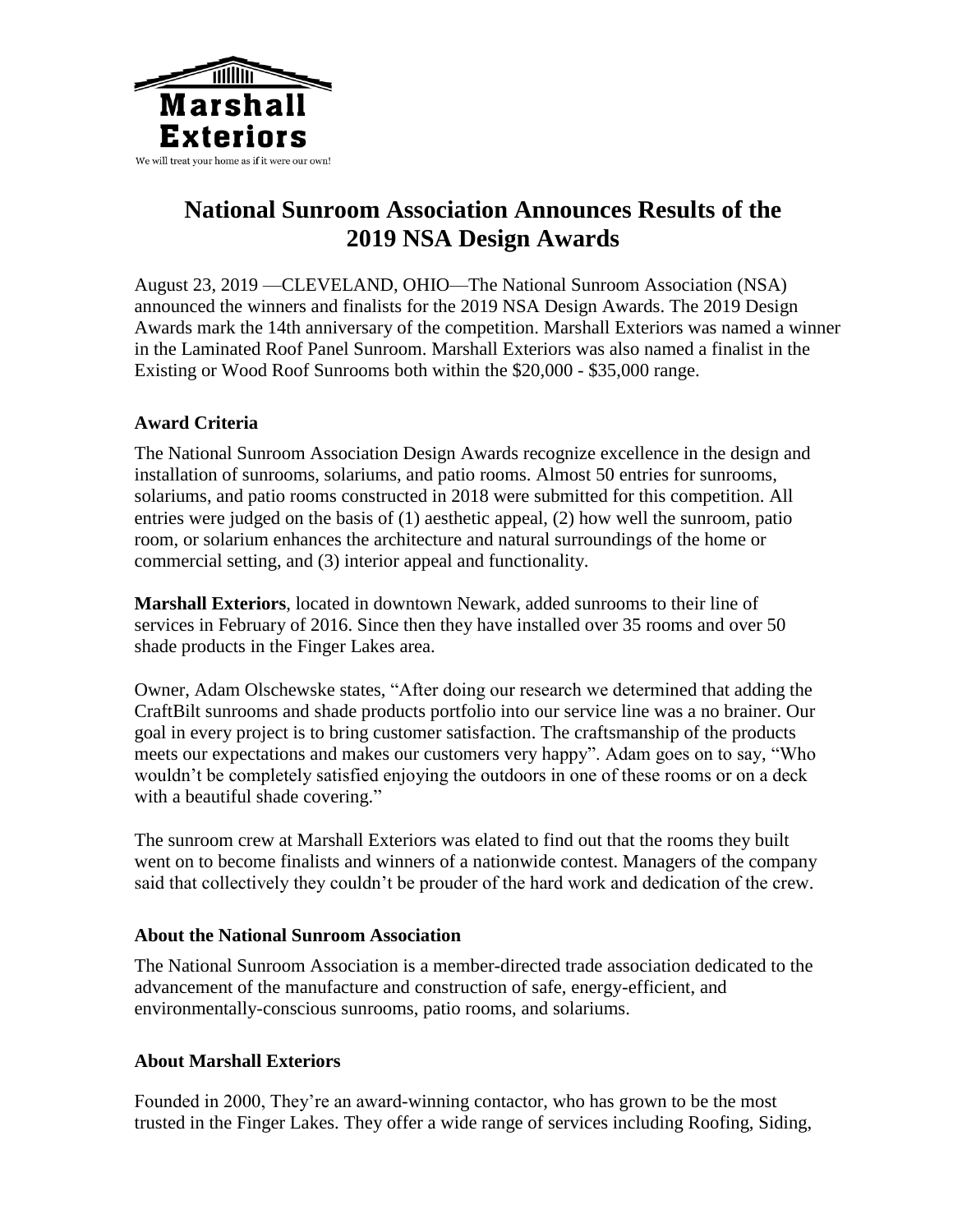Marshall Exteriors

We will treat your home as if it were our own!

# National Sunroom Association Announces Results of the 2019 NSA Design Awards

August 23, 2019 —CLEVELAND, OHIO—The National Sunroom Association (NSA) announced the winners and finalists for the 2019 NSA Design Awards. The 2019 Design Awards mark the 14th anniversary of the competition. Marshall Exteriors was named a winner in the Laminated Roof Panel Sunroom. Marshall Exteriors was also named a finalist in the Existing or Wood Roof Sunrooms both within the $20,000 - $35,000 range.

### Award Criteria

The National Sunroom Association Design Awards recognize excellence in the design and installation of sunrooms, solariums, and patio rooms. Almost 50 entries for sunrooms, solariums, and patio rooms constructed in 2018 were submitted for this competition. All entries were judged on the basis of (1) aesthetic appeal, (2) how well the sunroom, patio room, or solarium enhances the architecture and natural surroundings of the home or commercial setting, and (3) interior appeal and functionality.

**Marshall Exteriors**, located in downtown Newark, added sunrooms to their line of services in February of 2016. Since then they have installed over 35 rooms and over 50 shade products in the Finger Lakes area.

Owner, Adam Olschewske states, "After doing our research we determined that adding the CraftBilt sunrooms and shade products portfolio into our service line was a no brainer. Our goal in every project is to bring customer satisfaction. The craftsmanship of the products meets our expectations and makes our customers very happy". Adam goes on to say, "Who wouldn't be completely satisfied enjoying the outdoors in one of these rooms or on a deck with a beautiful shade covering."

The sunroom crew at Marshall Exteriors was elated to find out that the rooms they built went on to become finalists and winners of a nationwide contest. Managers of the company said that collectively they couldn't be prouder of the hard work and dedication of the crew.

### About the National Sunroom Association

The National Sunroom Association is a member-directed trade association dedicated to the advancement of the manufacture and construction of safe, energy-efficient, and environmentally-conscious sunrooms, patio rooms, and solariums.

### About Marshall Exteriors

Founded in 2000, They're an award-winning contactor, who has grown to be the most trusted in the Finger Lakes. They offer a wide range of services including Roofing, Siding,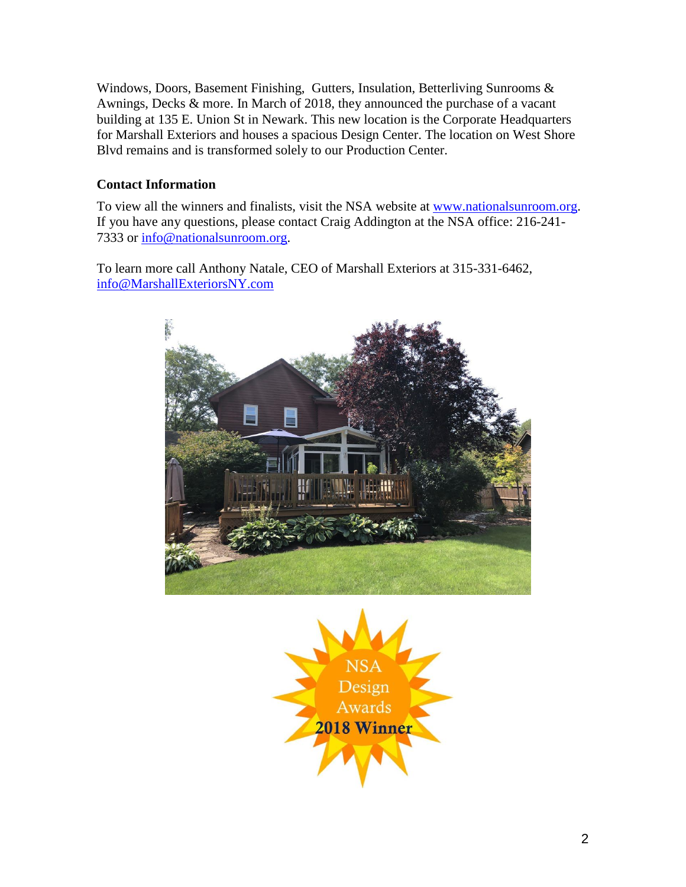Windows, Doors, Basement Finishing, Gutters, Insulation, Betterliving Sunrooms & Awnings, Decks & more. In March of 2018, they announced the purchase of a vacant building at 135 E. Union St in Newark. This new location is the Corporate Headquarters for Marshall Exteriors and houses a spacious Design Center. The location on West Shore Blvd remains and is transformed solely to our Production Center.

**Contact Information**

To view all the winners and finalists, visit the NSA website at www.nationalsunroom.org. If you have any questions, please contact Craig Addington at the NSA office: 216-241-7333 or info@nationalsunroom.org.

To learn more call Anthony Natale, CEO of Marshall Exteriors at 315-331-6462, info@MarshallExteriorsNY.com

NSA Design Awards 2018 Winner